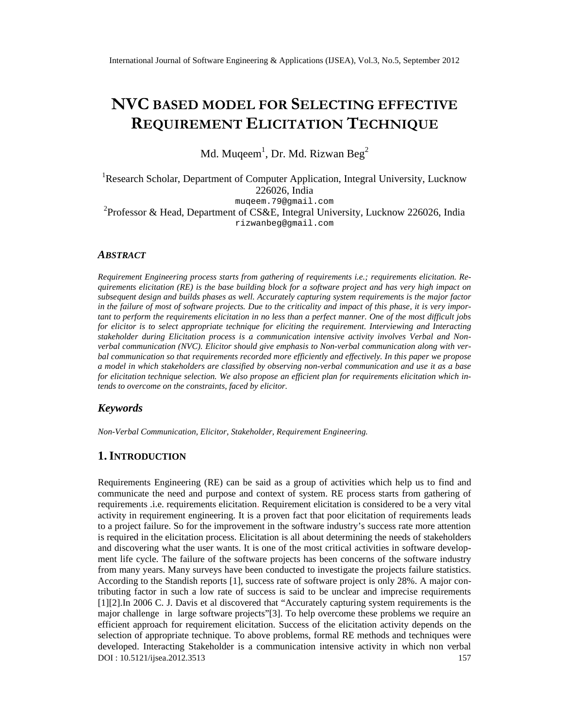# NVC BASED MODEL FOR SELECTING EFFECTIVE REQUIREMENT ELICITATION TECHNIQUE

Md. Muqeem[1], Dr. Md. Rizwan Beg[2]

[1]Research Scholar, Department of Computer Application, Integral University, Lucknow 226026, India
muqeem.79@gmail.com

[2]Professor & Head, Department of CS&E, Integral University, Lucknow 226026, India
rizwanbeg@gmail.com

### ABSTRACT

*Requirement Engineering process starts from gathering of requirements i.e.; requirements elicitation. Requirements elicitation (RE) is the base building block for a software project and has very high impact on subsequent design and builds phases as well. Accurately capturing system requirements is the major factor in the failure of most of software projects. Due to the criticality and impact of this phase, it is very important to perform the requirements elicitation in no less than a perfect manner. One of the most difficult jobs for elicitor is to select appropriate technique for eliciting the requirement. Interviewing and Interacting stakeholder during Elicitation process is a communication intensive activity involves Verbal and Non-verbal communication (NVC). Elicitor should give emphasis to Non-verbal communication along with verbal communication so that requirements recorded more efficiently and effectively. In this paper we propose a model in which stakeholders are classified by observing non-verbal communication and use it as a base for elicitation technique selection. We also propose an efficient plan for requirements elicitation which intends to overcome on the constraints, faced by elicitor.*

### Keywords

*Non-Verbal Communication, Elicitor, Stakeholder, Requirement Engineering.*

## 1. INTRODUCTION

Requirements Engineering (RE) can be said as a group of activities which help us to find and communicate the need and purpose and context of system. RE process starts from gathering of requirements .i.e. requirements elicitation. Requirement elicitation is considered to be a very vital activity in requirement engineering. It is a proven fact that poor elicitation of requirements leads to a project failure. So for the improvement in the software industry's success rate more attention is required in the elicitation process. Elicitation is all about determining the needs of stakeholders and discovering what the user wants. It is one of the most critical activities in software development life cycle. The failure of the software projects has been concerns of the software industry from many years. Many surveys have been conducted to investigate the projects failure statistics. According to the Standish reports [1], success rate of software project is only 28%. A major contributing factor in such a low rate of success is said to be unclear and imprecise requirements [1][2].In 2006 C. J. Davis et al discovered that "Accurately capturing system requirements is the major challenge in large software projects"[3]. To help overcome these problems we require an efficient approach for requirement elicitation. Success of the elicitation activity depends on the selection of appropriate technique. To above problems, formal RE methods and techniques were developed. Interacting Stakeholder is a communication intensive activity in which non verbal

DOI : 10.5121/ijsea.2012.3513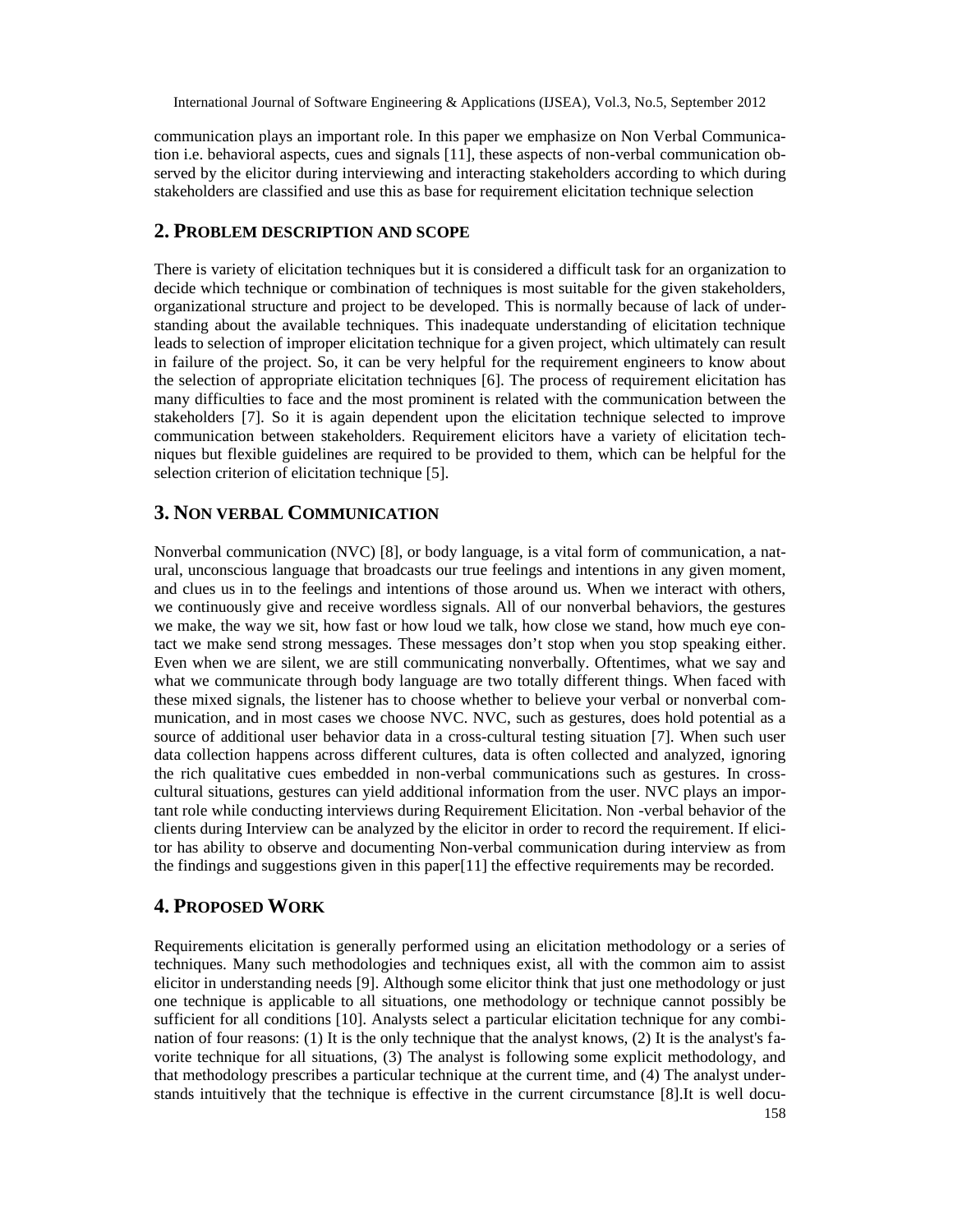communication plays an important role. In this paper we emphasize on Non Verbal Communication i.e. behavioral aspects, cues and signals [11], these aspects of non-verbal communication observed by the elicitor during interviewing and interacting stakeholders according to which during stakeholders are classified and use this as base for requirement elicitation technique selection

## 2. Problem description and scope

There is variety of elicitation techniques but it is considered a difficult task for an organization to decide which technique or combination of techniques is most suitable for the given stakeholders, organizational structure and project to be developed. This is normally because of lack of understanding about the available techniques. This inadequate understanding of elicitation technique leads to selection of improper elicitation technique for a given project, which ultimately can result in failure of the project. So, it can be very helpful for the requirement engineers to know about the selection of appropriate elicitation techniques [6]. The process of requirement elicitation has many difficulties to face and the most prominent is related with the communication between the stakeholders [7]. So it is again dependent upon the elicitation technique selected to improve communication between stakeholders. Requirement elicitors have a variety of elicitation techniques but flexible guidelines are required to be provided to them, which can be helpful for the selection criterion of elicitation technique [5].

## 3. Non verbal Communication

Nonverbal communication (NVC) [8], or body language, is a vital form of communication, a natural, unconscious language that broadcasts our true feelings and intentions in any given moment, and clues us in to the feelings and intentions of those around us. When we interact with others, we continuously give and receive wordless signals. All of our nonverbal behaviors, the gestures we make, the way we sit, how fast or how loud we talk, how close we stand, how much eye contact we make send strong messages. These messages don't stop when you stop speaking either. Even when we are silent, we are still communicating nonverbally. Oftentimes, what we say and what we communicate through body language are two totally different things. When faced with these mixed signals, the listener has to choose whether to believe your verbal or nonverbal communication, and in most cases we choose NVC. NVC, such as gestures, does hold potential as a source of additional user behavior data in a cross-cultural testing situation [7]. When such user data collection happens across different cultures, data is often collected and analyzed, ignoring the rich qualitative cues embedded in non-verbal communications such as gestures. In cross-cultural situations, gestures can yield additional information from the user. NVC plays an important role while conducting interviews during Requirement Elicitation. Non -verbal behavior of the clients during Interview can be analyzed by the elicitor in order to record the requirement. If elicitor has ability to observe and documenting Non-verbal communication during interview as from the findings and suggestions given in this paper[11] the effective requirements may be recorded.

## 4. Proposed Work

Requirements elicitation is generally performed using an elicitation methodology or a series of techniques. Many such methodologies and techniques exist, all with the common aim to assist elicitor in understanding needs [9]. Although some elicitor think that just one methodology or just one technique is applicable to all situations, one methodology or technique cannot possibly be sufficient for all conditions [10]. Analysts select a particular elicitation technique for any combination of four reasons: (1) It is the only technique that the analyst knows, (2) It is the analyst's favorite technique for all situations, (3) The analyst is following some explicit methodology, and that methodology prescribes a particular technique at the current time, and (4) The analyst understands intuitively that the technique is effective in the current circumstance [8].It is well docu-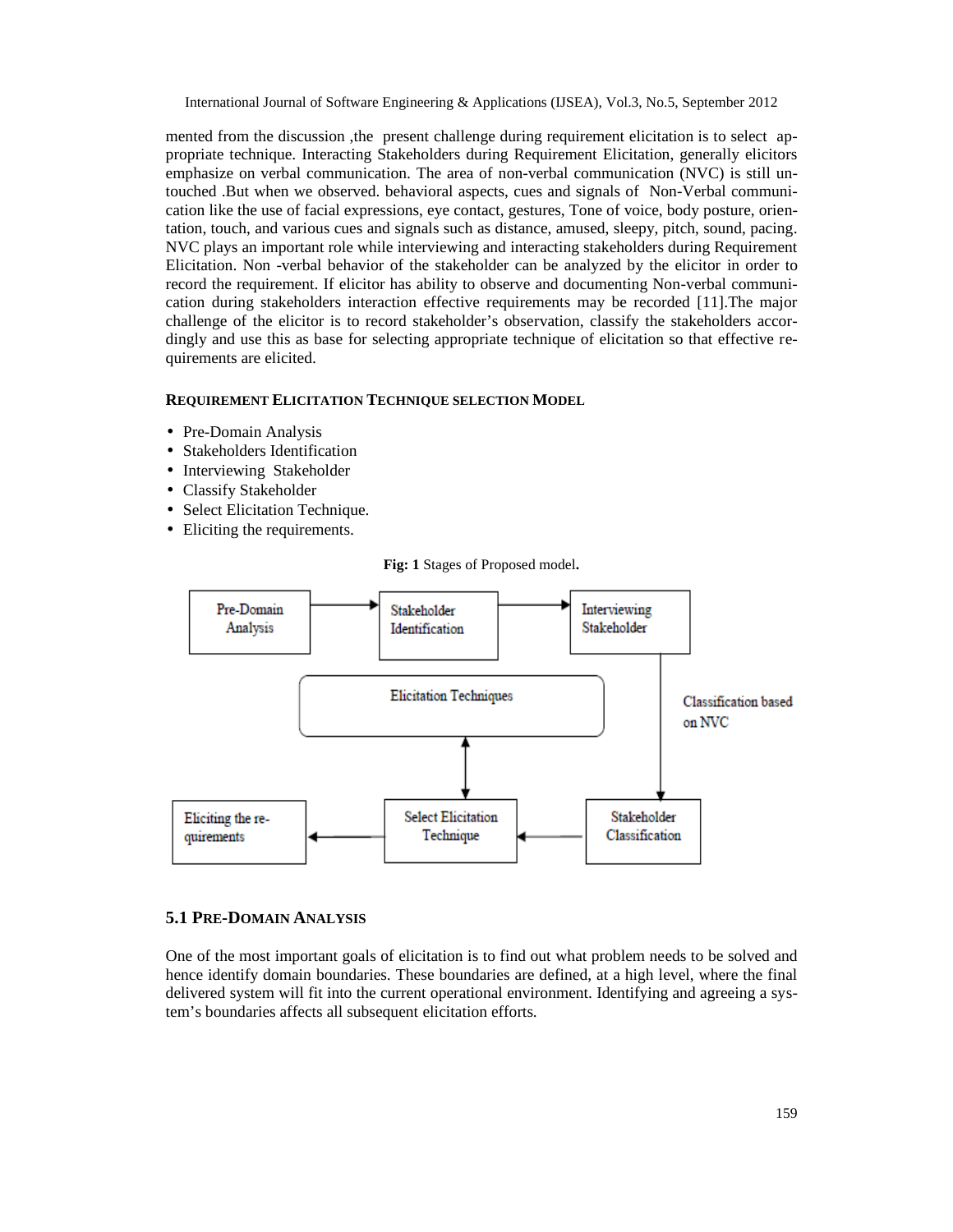mented from the discussion ,the present challenge during requirement elicitation is to select appropriate technique. Interacting Stakeholders during Requirement Elicitation, generally elicitors emphasize on verbal communication. The area of non-verbal communication (NVC) is still untouched .But when we observed. behavioral aspects, cues and signals of Non-Verbal communication like the use of facial expressions, eye contact, gestures, Tone of voice, body posture, orientation, touch, and various cues and signals such as distance, amused, sleepy, pitch, sound, pacing. NVC plays an important role while interviewing and interacting stakeholders during Requirement Elicitation. Non -verbal behavior of the stakeholder can be analyzed by the elicitor in order to record the requirement. If elicitor has ability to observe and documenting Non-verbal communication during stakeholders interaction effective requirements may be recorded [11].The major challenge of the elicitor is to record stakeholder's observation, classify the stakeholders accordingly and use this as base for selecting appropriate technique of elicitation so that effective requirements are elicited.

**REQUIREMENT ELICITATION TECHNIQUE SELECTION MODEL**

- Pre-Domain Analysis
- Stakeholders Identification
- Interviewing Stakeholder
- Classify Stakeholder
- Select Elicitation Technique.
- Eliciting the requirements.

**Fig: 1** Stages of Proposed model**.**

## 5.1 PRE-DOMAIN ANALYSIS

One of the most important goals of elicitation is to find out what problem needs to be solved and hence identify domain boundaries. These boundaries are defined, at a high level, where the final delivered system will fit into the current operational environment. Identifying and agreeing a system's boundaries affects all subsequent elicitation efforts.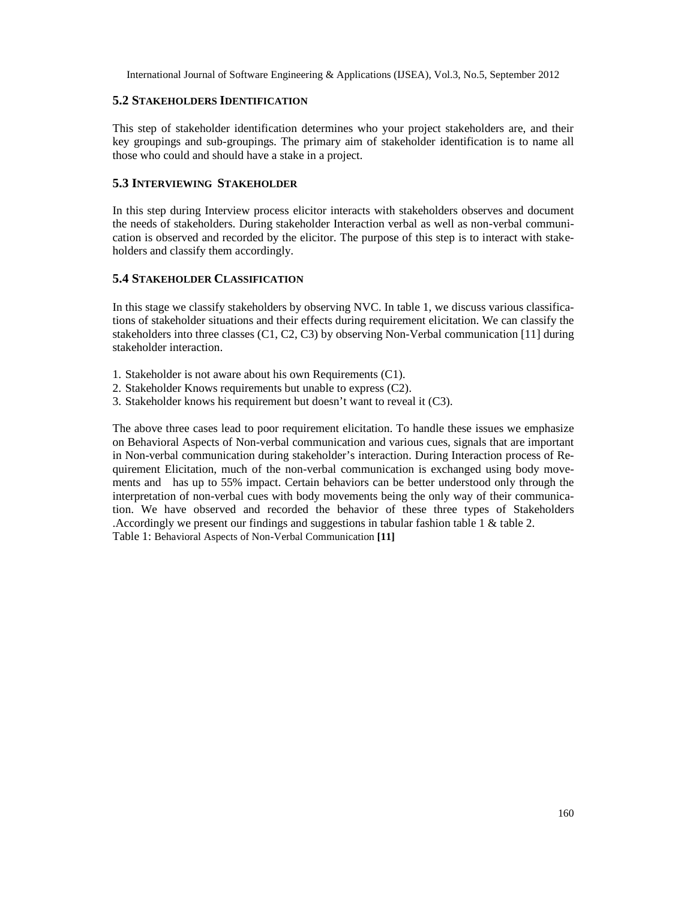### 5.2 Stakeholders Identification

This step of stakeholder identification determines who your project stakeholders are, and their key groupings and sub-groupings. The primary aim of stakeholder identification is to name all those who could and should have a stake in a project.

### 5.3 Interviewing Stakeholder

In this step during Interview process elicitor interacts with stakeholders observes and document the needs of stakeholders. During stakeholder Interaction verbal as well as non-verbal communication is observed and recorded by the elicitor. The purpose of this step is to interact with stakeholders and classify them accordingly.

### 5.4 Stakeholder Classification

In this stage we classify stakeholders by observing NVC. In table 1, we discuss various classifications of stakeholder situations and their effects during requirement elicitation. We can classify the stakeholders into three classes (C1, C2, C3) by observing Non-Verbal communication [11] during stakeholder interaction.

1. Stakeholder is not aware about his own Requirements (C1).
2. Stakeholder Knows requirements but unable to express (C2).
3. Stakeholder knows his requirement but doesn't want to reveal it (C3).

The above three cases lead to poor requirement elicitation. To handle these issues we emphasize on Behavioral Aspects of Non-verbal communication and various cues, signals that are important in Non-verbal communication during stakeholder's interaction. During Interaction process of Requirement Elicitation, much of the non-verbal communication is exchanged using body movements and has up to 55% impact. Certain behaviors can be better understood only through the interpretation of non-verbal cues with body movements being the only way of their communication. We have observed and recorded the behavior of these three types of Stakeholders .Accordingly we present our findings and suggestions in tabular fashion table 1 & table 2.

Table 1: Behavioral Aspects of Non-Verbal Communication **[11]**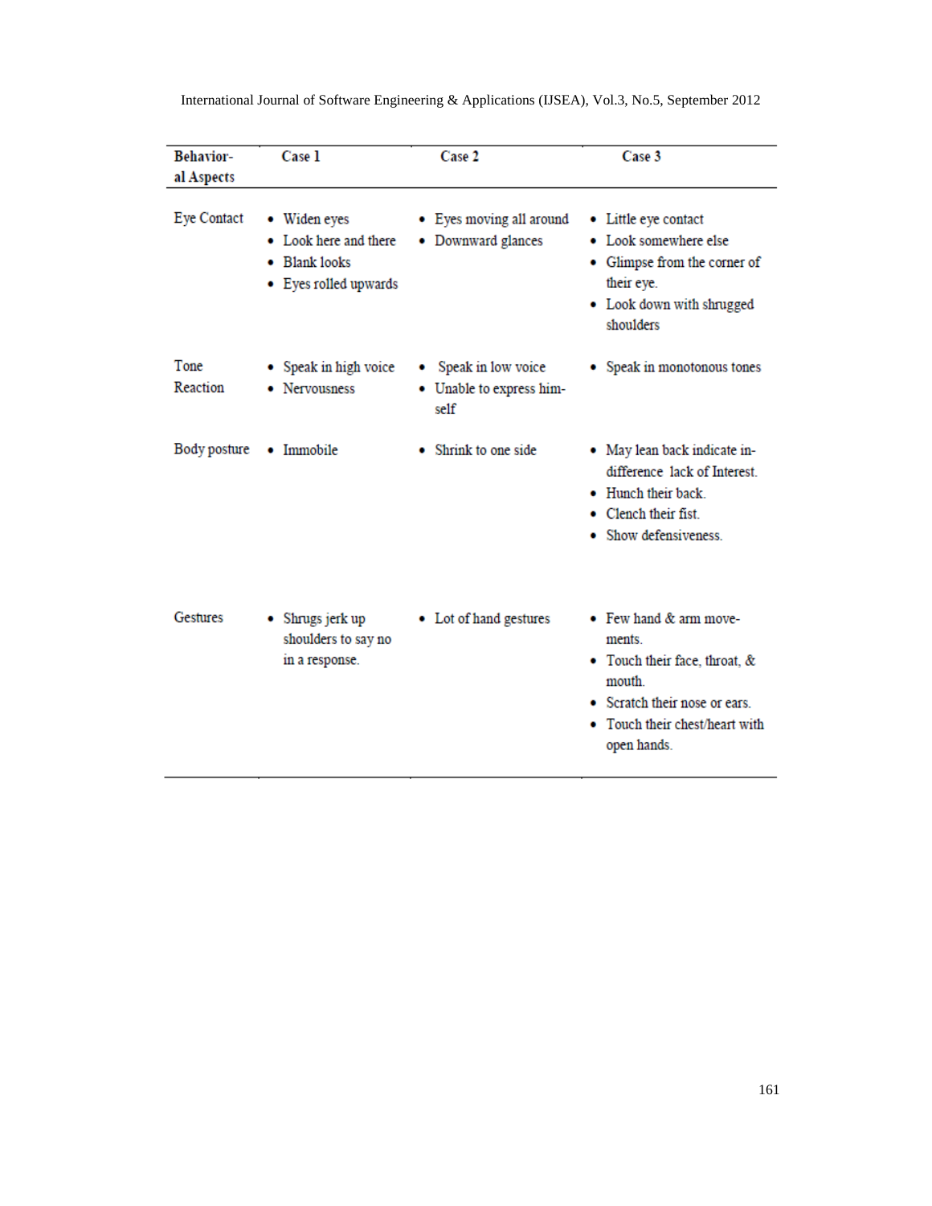| Behavioral Aspects | Case 1 | Case 2 | Case 3 |
|---|---|---|---|
| Eye Contact | • Widen eyes<br>• Look here and there<br>• Blank looks<br>• Eyes rolled upwards | • Eyes moving all around<br>• Downward glances | • Little eye contact<br>• Look somewhere else<br>• Glimpse from the corner of their eye.<br>• Look down with shrugged shoulders |
| Tone Reaction | • Speak in high voice<br>• Nervousness | • Speak in low voice<br>• Unable to express himself | • Speak in monotonous tones |
| Body posture | • Immobile | • Shrink to one side | • May lean back indicate indifference lack of Interest.<br>• Hunch their back.<br>• Clench their fist.<br>• Show defensiveness. |
| Gestures | • Shrugs jerk up shoulders to say no in a response. | • Lot of hand gestures | • Few hand & arm movements.<br>• Touch their face, throat, & mouth.<br>• Scratch their nose or ears.<br>• Touch their chest/heart with open hands. |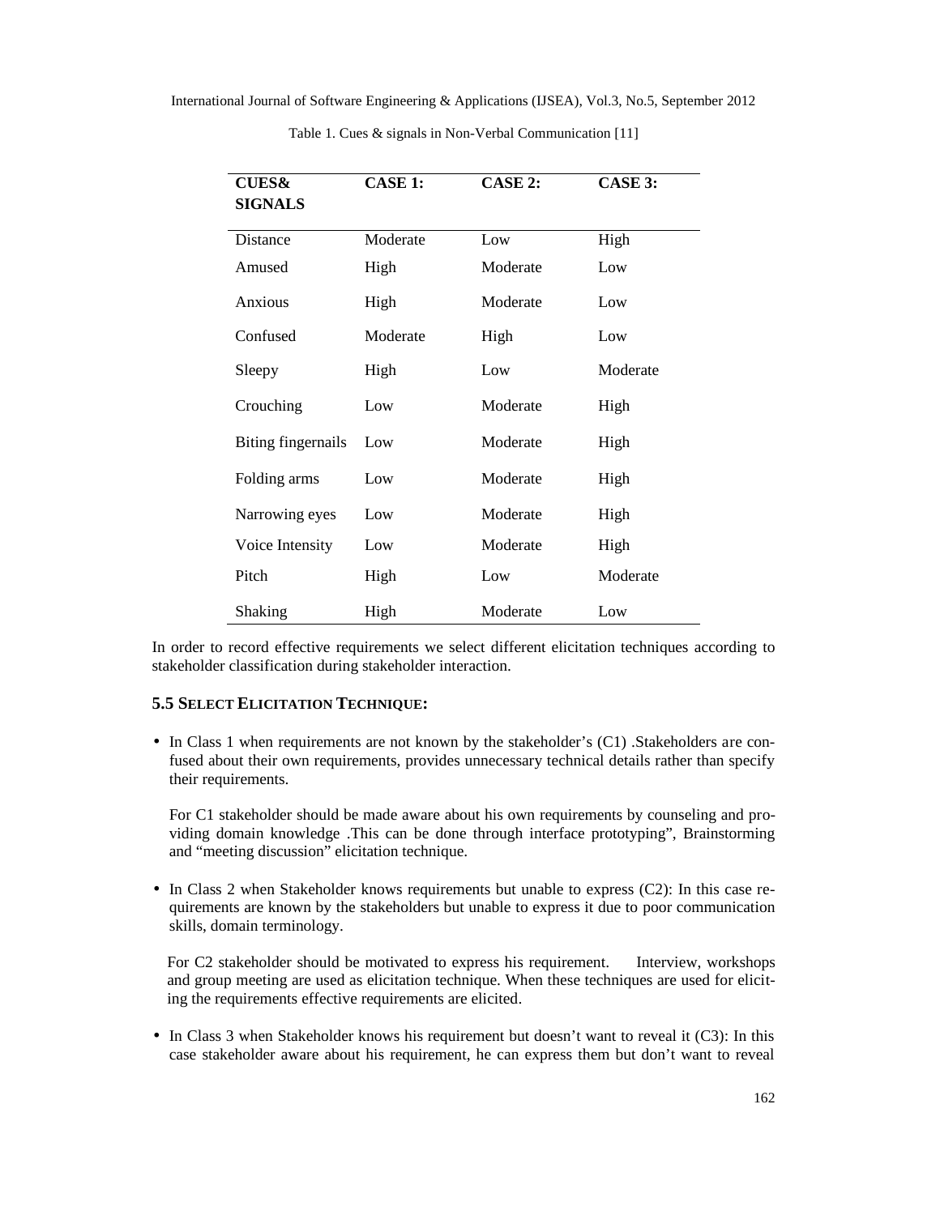Table 1. Cues & signals in Non-Verbal Communication [11]

| CUES& SIGNALS | CASE 1: | CASE 2: | CASE 3: |
|---|---|---|---|
| Distance | Moderate | Low | High |
| Amused | High | Moderate | Low |
| Anxious | High | Moderate | Low |
| Confused | Moderate | High | Low |
| Sleepy | High | Low | Moderate |
| Crouching | Low | Moderate | High |
| Biting fingernails | Low | Moderate | High |
| Folding arms | Low | Moderate | High |
| Narrowing eyes | Low | Moderate | High |
| Voice Intensity | Low | Moderate | High |
| Pitch | High | Low | Moderate |
| Shaking | High | Moderate | Low |

In order to record effective requirements we select different elicitation techniques according to stakeholder classification during stakeholder interaction.

### 5.5 SELECT ELICITATION TECHNIQUE:

- In Class 1 when requirements are not known by the stakeholder's (C1) .Stakeholders are confused about their own requirements, provides unnecessary technical details rather than specify their requirements.

  For C1 stakeholder should be made aware about his own requirements by counseling and providing domain knowledge .This can be done through interface prototyping", Brainstorming and "meeting discussion" elicitation technique.

- In Class 2 when Stakeholder knows requirements but unable to express (C2): In this case requirements are known by the stakeholders but unable to express it due to poor communication skills, domain terminology.

  For C2 stakeholder should be motivated to express his requirement. Interview, workshops and group meeting are used as elicitation technique. When these techniques are used for eliciting the requirements effective requirements are elicited.

- In Class 3 when Stakeholder knows his requirement but doesn't want to reveal it (C3): In this case stakeholder aware about his requirement, he can express them but don't want to reveal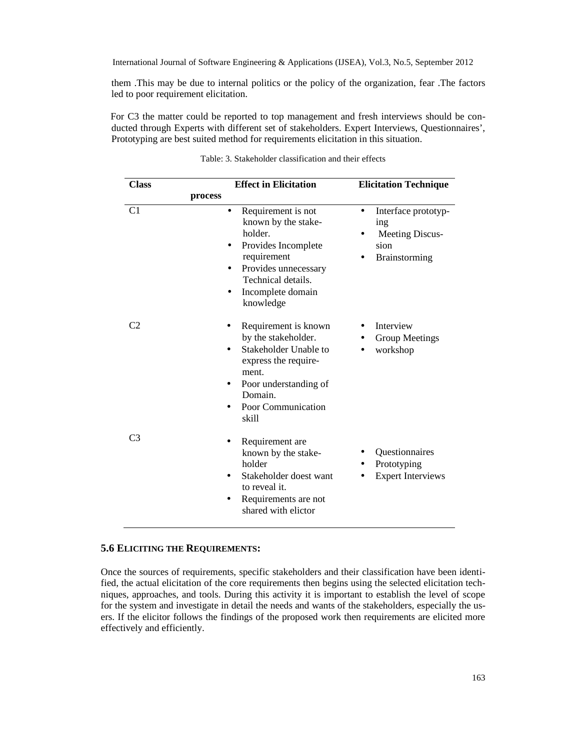them .This may be due to internal politics or the policy of the organization, fear .The factors led to poor requirement elicitation.

For C3 the matter could be reported to top management and fresh interviews should be conducted through Experts with different set of stakeholders. Expert Interviews, Questionnaires', Prototyping are best suited method for requirements elicitation in this situation.

Table: 3. Stakeholder classification and their effects

| Class | Effect in Elicitation process | Elicitation Technique |
|---|---|---|
| C1 | • Requirement is not known by the stakeholder.<br>• Provides Incomplete requirement<br>• Provides unnecessary Technical details.<br>• Incomplete domain knowledge | • Interface prototyping<br>• Meeting Discussion<br>• Brainstorming |
| C2 | • Requirement is known by the stakeholder.<br>• Stakeholder Unable to express the requirement.<br>• Poor understanding of Domain.<br>• Poor Communication skill | • Interview<br>• Group Meetings<br>• workshop |
| C3 | • Requirement are known by the stakeholder<br>• Stakeholder doest want to reveal it.<br>• Requirements are not shared with elictor | • Questionnaires<br>• Prototyping<br>• Expert Interviews |

## 5.6 ELICITING THE REQUIREMENTS:

Once the sources of requirements, specific stakeholders and their classification have been identified, the actual elicitation of the core requirements then begins using the selected elicitation techniques, approaches, and tools. During this activity it is important to establish the level of scope for the system and investigate in detail the needs and wants of the stakeholders, especially the users. If the elicitor follows the findings of the proposed work then requirements are elicited more effectively and efficiently.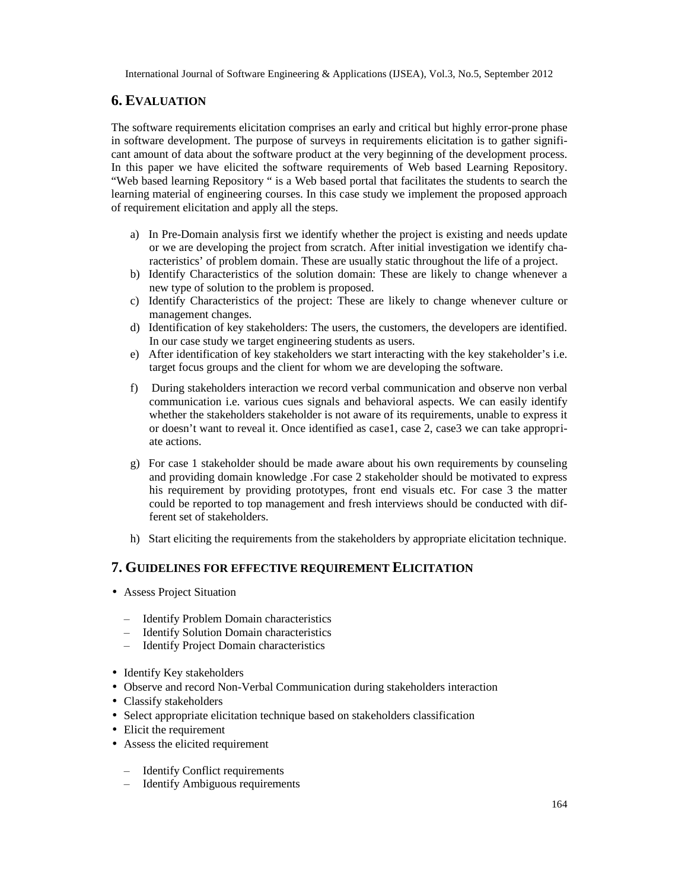## 6. EVALUATION

The software requirements elicitation comprises an early and critical but highly error-prone phase in software development. The purpose of surveys in requirements elicitation is to gather significant amount of data about the software product at the very beginning of the development process. In this paper we have elicited the software requirements of Web based Learning Repository. "Web based learning Repository " is a Web based portal that facilitates the students to search the learning material of engineering courses. In this case study we implement the proposed approach of requirement elicitation and apply all the steps.

a) In Pre-Domain analysis first we identify whether the project is existing and needs update or we are developing the project from scratch. After initial investigation we identify characteristics' of problem domain. These are usually static throughout the life of a project.
b) Identify Characteristics of the solution domain: These are likely to change whenever a new type of solution to the problem is proposed.
c) Identify Characteristics of the project: These are likely to change whenever culture or management changes.
d) Identification of key stakeholders: The users, the customers, the developers are identified. In our case study we target engineering students as users.
e) After identification of key stakeholders we start interacting with the key stakeholder's i.e. target focus groups and the client for whom we are developing the software.
f) During stakeholders interaction we record verbal communication and observe non verbal communication i.e. various cues signals and behavioral aspects. We can easily identify whether the stakeholders stakeholder is not aware of its requirements, unable to express it or doesn't want to reveal it. Once identified as case1, case 2, case3 we can take appropriate actions.
g) For case 1 stakeholder should be made aware about his own requirements by counseling and providing domain knowledge .For case 2 stakeholder should be motivated to express his requirement by providing prototypes, front end visuals etc. For case 3 the matter could be reported to top management and fresh interviews should be conducted with different set of stakeholders.
h) Start eliciting the requirements from the stakeholders by appropriate elicitation technique.

## 7. GUIDELINES FOR EFFECTIVE REQUIREMENT ELICITATION

- Assess Project Situation
  - Identify Problem Domain characteristics
  - Identify Solution Domain characteristics
  - Identify Project Domain characteristics
- Identify Key stakeholders
- Observe and record Non-Verbal Communication during stakeholders interaction
- Classify stakeholders
- Select appropriate elicitation technique based on stakeholders classification
- Elicit the requirement
- Assess the elicited requirement
  - Identify Conflict requirements
  - Identify Ambiguous requirements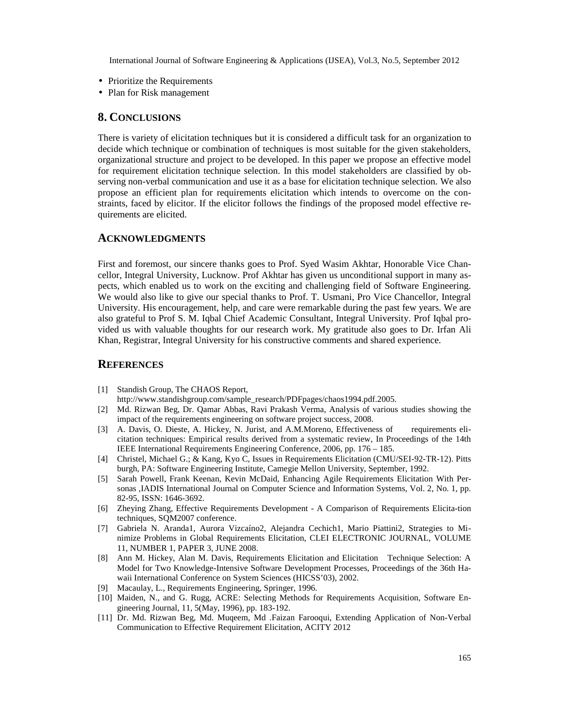- Prioritize the Requirements
- Plan for Risk management

## 8. CONCLUSIONS

There is variety of elicitation techniques but it is considered a difficult task for an organization to decide which technique or combination of techniques is most suitable for the given stakeholders, organizational structure and project to be developed. In this paper we propose an effective model for requirement elicitation technique selection. In this model stakeholders are classified by observing non-verbal communication and use it as a base for elicitation technique selection. We also propose an efficient plan for requirements elicitation which intends to overcome on the constraints, faced by elicitor. If the elicitor follows the findings of the proposed model effective requirements are elicited.

## ACKNOWLEDGMENTS

First and foremost, our sincere thanks goes to Prof. Syed Wasim Akhtar, Honorable Vice Chancellor, Integral University, Lucknow. Prof Akhtar has given us unconditional support in many aspects, which enabled us to work on the exciting and challenging field of Software Engineering. We would also like to give our special thanks to Prof. T. Usmani, Pro Vice Chancellor, Integral University. His encouragement, help, and care were remarkable during the past few years. We are also grateful to Prof S. M. Iqbal Chief Academic Consultant, Integral University. Prof Iqbal provided us with valuable thoughts for our research work. My gratitude also goes to Dr. Irfan Ali Khan, Registrar, Integral University for his constructive comments and shared experience.

## REFERENCES

[1] Standish Group, The CHAOS Report, http://www.standishgroup.com/sample_research/PDFpages/chaos1994.pdf.2005.

[2] Md. Rizwan Beg, Dr. Qamar Abbas, Ravi Prakash Verma, Analysis of various studies showing the impact of the requirements engineering on software project success, 2008.

[3] A. Davis, O. Dieste, A. Hickey, N. Jurist, and A.M.Moreno, Effectiveness of requirements elicitation techniques: Empirical results derived from a systematic review, In Proceedings of the 14th IEEE International Requirements Engineering Conference, 2006, pp. 176 – 185.

[4] Christel, Michael G.; & Kang, Kyo C, Issues in Requirements Elicitation (CMU/SEI-92-TR-12). Pitts burgh, PA: Software Engineering Institute, Camegie Mellon University, September, 1992.

[5] Sarah Powell, Frank Keenan, Kevin McDaid, Enhancing Agile Requirements Elicitation With Personas ,IADIS International Journal on Computer Science and Information Systems, Vol. 2, No. 1, pp. 82-95, ISSN: 1646-3692.

[6] Zheying Zhang, Effective Requirements Development - A Comparison of Requirements Elicita-tion techniques, SQM2007 conference.

[7] Gabriela N. Aranda1, Aurora Vizcaíno2, Alejandra Cechich1, Mario Piattini2, Strategies to Minimize Problems in Global Requirements Elicitation, CLEI ELECTRONIC JOURNAL, VOLUME 11, NUMBER 1, PAPER 3, JUNE 2008.

[8] Ann M. Hickey, Alan M. Davis, Requirements Elicitation and Elicitation Technique Selection: A Model for Two Knowledge-Intensive Software Development Processes, Proceedings of the 36th Hawaii International Conference on System Sciences (HICSS'03), 2002.

[9] Macaulay, L., Requirements Engineering, Springer, 1996.

[10] Maiden, N., and G. Rugg, ACRE: Selecting Methods for Requirements Acquisition, Software Engineering Journal, 11, 5(May, 1996), pp. 183-192.

[11] Dr. Md. Rizwan Beg, Md. Muqeem, Md .Faizan Farooqui, Extending Application of Non-Verbal Communication to Effective Requirement Elicitation, ACITY 2012